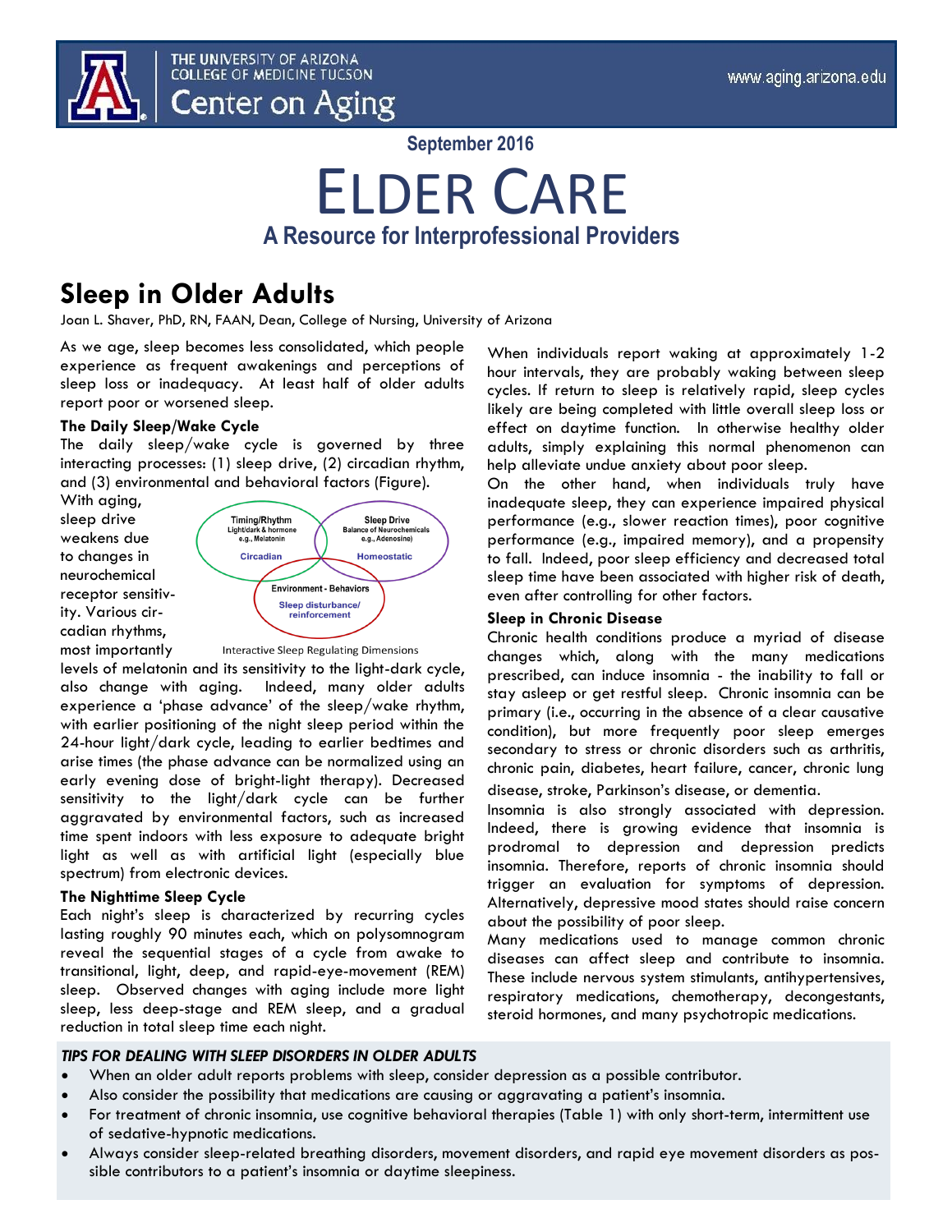THE UNIVERSITY OF ARIZONA
COLLEGE OF MEDICINE TUCSON
Center on Aging

www.aging.arizona.edu

September 2016

# ELDER CARE

## A Resource for Interprofessional Providers

## Sleep in Older Adults

Joan L. Shaver, PhD, RN, FAAN, Dean, College of Nursing, University of Arizona

As we age, sleep becomes less consolidated, which people experience as frequent awakenings and perceptions of sleep loss or inadequacy. At least half of older adults report poor or worsened sleep.

### The Daily Sleep/Wake Cycle

The daily sleep/wake cycle is governed by three interacting processes: (1) sleep drive, (2) circadian rhythm, and (3) environmental and behavioral factors (Figure).

Timing/Rhythm
Light/dark & hormone
e.g., Melatonin
Circadian

Sleep Drive
Balance of Neurochemicals
e.g., Adenosine)
Homeostatic

Environment - Behaviors
Sleep disturbance/
reinforcement

Interactive Sleep Regulating Dimensions

With aging, sleep drive weakens due to changes in neurochemical receptor sensitivity. Various circadian rhythms, most importantly levels of melatonin and its sensitivity to the light-dark cycle, also change with aging. Indeed, many older adults experience a 'phase advance' of the sleep/wake rhythm, with earlier positioning of the night sleep period within the 24-hour light/dark cycle, leading to earlier bedtimes and arise times (the phase advance can be normalized using an early evening dose of bright-light therapy). Decreased sensitivity to the light/dark cycle can be further aggravated by environmental factors, such as increased time spent indoors with less exposure to adequate bright light as well as with artificial light (especially blue spectrum) from electronic devices.

### The Nighttime Sleep Cycle

Each night's sleep is characterized by recurring cycles lasting roughly 90 minutes each, which on polysomnogram reveal the sequential stages of a cycle from awake to transitional, light, deep, and rapid-eye-movement (REM) sleep. Observed changes with aging include more light sleep, less deep-stage and REM sleep, and a gradual reduction in total sleep time each night.

When individuals report waking at approximately 1-2 hour intervals, they are probably waking between sleep cycles. If return to sleep is relatively rapid, sleep cycles likely are being completed with little overall sleep loss or effect on daytime function. In otherwise healthy older adults, simply explaining this normal phenomenon can help alleviate undue anxiety about poor sleep.

On the other hand, when individuals truly have inadequate sleep, they can experience impaired physical performance (e.g., slower reaction times), poor cognitive performance (e.g., impaired memory), and a propensity to fall. Indeed, poor sleep efficiency and decreased total sleep time have been associated with higher risk of death, even after controlling for other factors.

### Sleep in Chronic Disease

Chronic health conditions produce a myriad of disease changes which, along with the many medications prescribed, can induce insomnia - the inability to fall or stay asleep or get restful sleep. Chronic insomnia can be primary (i.e., occurring in the absence of a clear causative condition), but more frequently poor sleep emerges secondary to stress or chronic disorders such as arthritis, chronic pain, diabetes, heart failure, cancer, chronic lung disease, stroke, Parkinson's disease, or dementia.

Insomnia is also strongly associated with depression. Indeed, there is growing evidence that insomnia is prodromal to depression and depression predicts insomnia. Therefore, reports of chronic insomnia should trigger an evaluation for symptoms of depression. Alternatively, depressive mood states should raise concern about the possibility of poor sleep.

Many medications used to manage common chronic diseases can affect sleep and contribute to insomnia. These include nervous system stimulants, antihypertensives, respiratory medications, chemotherapy, decongestants, steroid hormones, and many psychotropic medications.

### *TIPS FOR DEALING WITH SLEEP DISORDERS IN OLDER ADULTS*

- When an older adult reports problems with sleep, consider depression as a possible contributor.
- Also consider the possibility that medications are causing or aggravating a patient's insomnia.
- For treatment of chronic insomnia, use cognitive behavioral therapies (Table 1) with only short-term, intermittent use of sedative-hypnotic medications.
- Always consider sleep-related breathing disorders, movement disorders, and rapid eye movement disorders as possible contributors to a patient's insomnia or daytime sleepiness.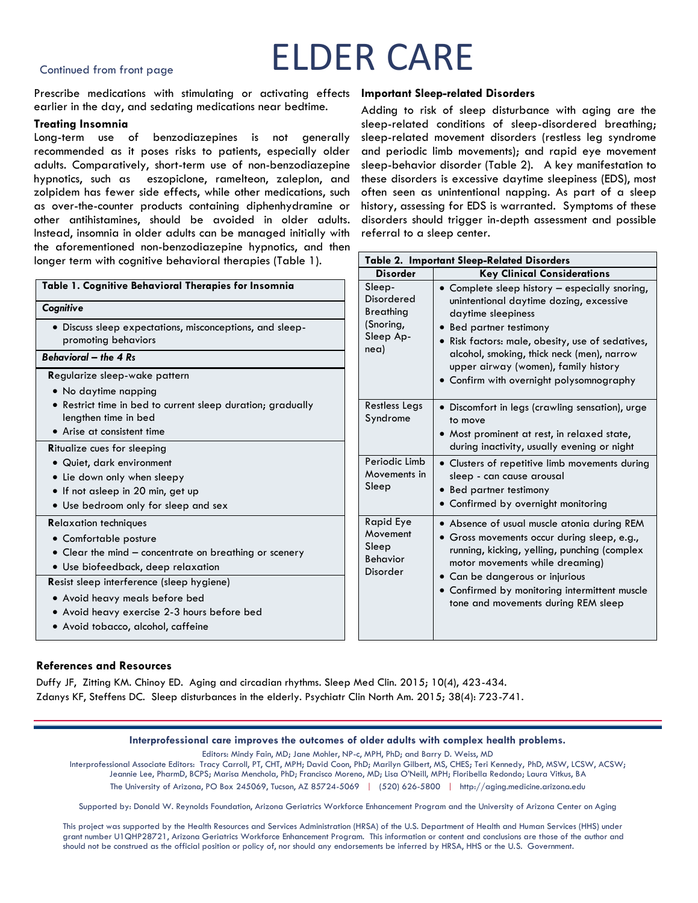Continued from front page

# ELDER CARE

Prescribe medications with stimulating or activating effects earlier in the day, and sedating medications near bedtime.

**Treating Insomnia**

Long-term use of benzodiazepines is not generally recommended as it poses risks to patients, especially older adults. Comparatively, short-term use of non-benzodiazepine hypnotics, such as eszopiclone, ramelteon, zaleplon, and zolpidem has fewer side effects, while other medications, such as over-the-counter products containing diphenhydramine or other antihistamines, should be avoided in older adults. Instead, insomnia in older adults can be managed initially with the aforementioned non-benzodiazepine hypnotics, and then longer term with cognitive behavioral therapies (Table 1).

| **Table 1. Cognitive Behavioral Therapies for Insomnia** |
|---|
| ***Cognitive*** |
| • Discuss sleep expectations, misconceptions, and sleep-promoting behaviors |
| ***Behavioral – the 4 Rs*** |
| **R**egularize sleep-wake pattern<br>• No daytime napping<br>• Restrict time in bed to current sleep duration; gradually lengthen time in bed<br>• Arise at consistent time |
| **R**itualize cues for sleeping<br>• Quiet, dark environment<br>• Lie down only when sleepy<br>• If not asleep in 20 min, get up<br>• Use bedroom only for sleep and sex |
| **R**elaxation techniques<br>• Comfortable posture<br>• Clear the mind – concentrate on breathing or scenery<br>• Use biofeedback, deep relaxation |
| **R**esist sleep interference (sleep hygiene)<br>• Avoid heavy meals before bed<br>• Avoid heavy exercise 2-3 hours before bed<br>• Avoid tobacco, alcohol, caffeine |

**Important Sleep-related Disorders**

Adding to risk of sleep disturbance with aging are the sleep-related conditions of sleep-disordered breathing; sleep-related movement disorders (restless leg syndrome and periodic limb movements); and rapid eye movement sleep-behavior disorder (Table 2). A key manifestation to these disorders is excessive daytime sleepiness (EDS), most often seen as unintentional napping. As part of a sleep history, assessing for EDS is warranted. Symptoms of these disorders should trigger in-depth assessment and possible referral to a sleep center.

**Table 2. Important Sleep-Related Disorders**

| Disorder | Key Clinical Considerations |
|---|---|
| Sleep-Disordered Breathing (Snoring, Sleep Apnea) | • Complete sleep history – especially snoring, unintentional daytime dozing, excessive daytime sleepiness<br>• Bed partner testimony<br>• Risk factors: male, obesity, use of sedatives, alcohol, smoking, thick neck (men), narrow upper airway (women), family history<br>• Confirm with overnight polysomnography |
| Restless Legs Syndrome | • Discomfort in legs (crawling sensation), urge to move<br>• Most prominent at rest, in relaxed state, during inactivity, usually evening or night |
| Periodic Limb Movements in Sleep | • Clusters of repetitive limb movements during sleep - can cause arousal<br>• Bed partner testimony<br>• Confirmed by overnight monitoring |
| Rapid Eye Movement Sleep Behavior Disorder | • Absence of usual muscle atonia during REM<br>• Gross movements occur during sleep, e.g., running, kicking, yelling, punching (complex motor movements while dreaming)<br>• Can be dangerous or injurious<br>• Confirmed by monitoring intermittent muscle tone and movements during REM sleep |

**References and Resources**

Duffy JF, Zitting KM. Chinoy ED. Aging and circadian rhythms. Sleep Med Clin. 2015; 10(4), 423-434.

Zdanys KF, Steffens DC. Sleep disturbances in the elderly. Psychiatr Clin North Am. 2015; 38(4): 723-741.

---

**Interprofessional care improves the outcomes of older adults with complex health problems.**

Editors: Mindy Fain, MD; Jane Mohler, NP-c, MPH, PhD; and Barry D. Weiss, MD

Interprofessional Associate Editors: Tracy Carroll, PT, CHT, MPH; David Coon, PhD; Marilyn Gilbert, MS, CHES; Teri Kennedy, PhD, MSW, LCSW, ACSW; Jeannie Lee, PharmD, BCPS; Marisa Menchola, PhD; Francisco Moreno, MD; Lisa O'Neill, MPH; Floribella Redondo; Laura Vitkus, BA

The University of Arizona, PO Box 245069, Tucson, AZ 85724-5069 | (520) 626-5800 | http://aging.medicine.arizona.edu

Supported by: Donald W. Reynolds Foundation, Arizona Geriatrics Workforce Enhancement Program and the University of Arizona Center on Aging

This project was supported by the Health Resources and Services Administration (HRSA) of the U.S. Department of Health and Human Services (HHS) under grant number U1QHP28721, Arizona Geriatrics Workforce Enhancement Program. This information or content and conclusions are those of the author and should not be construed as the official position or policy of, nor should any endorsements be inferred by HRSA, HHS or the U.S. Government.